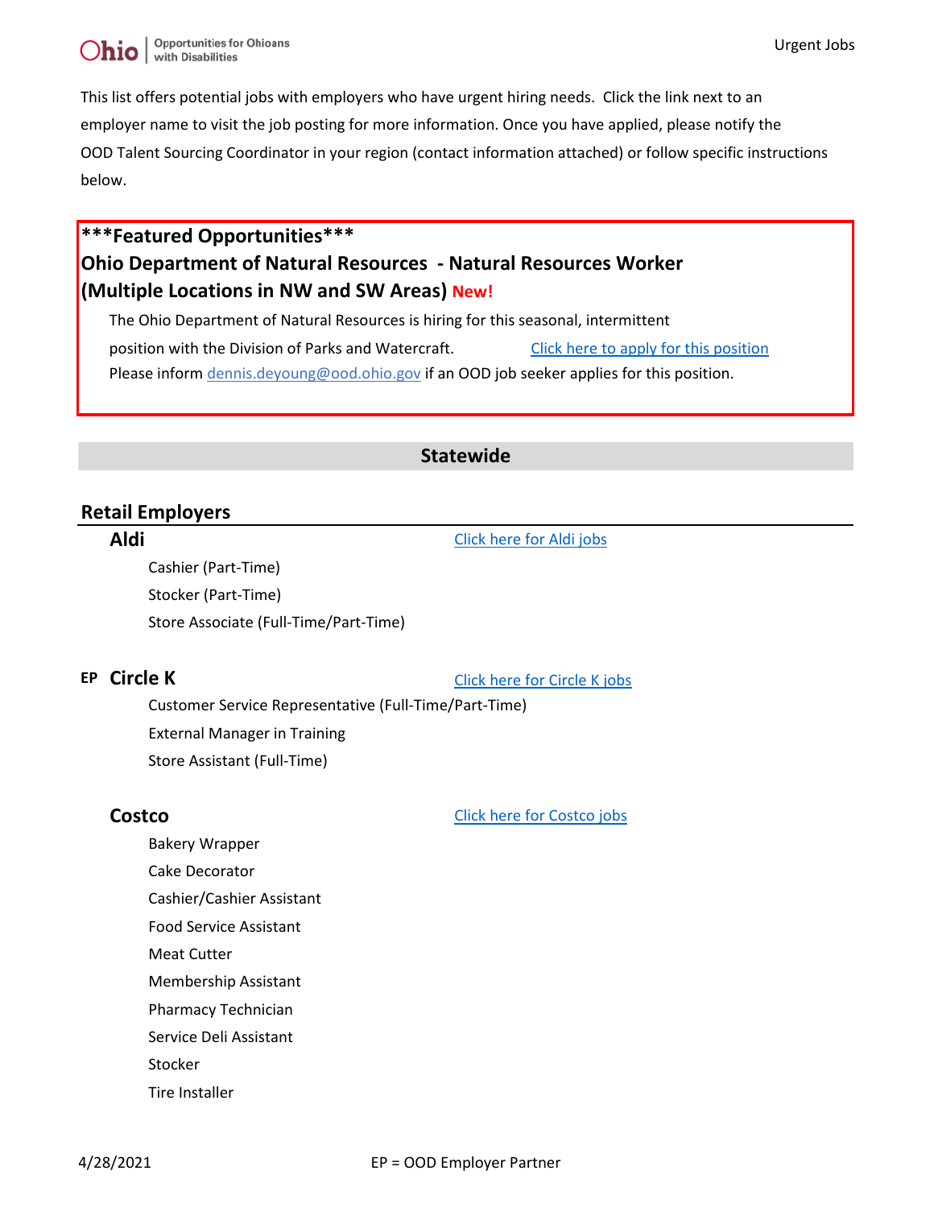This list offers potential jobs with employers who have urgent hiring needs. Click the link next to an employer name to visit the job posting for more information. Once you have applied, please notify the OOD Talent Sourcing Coordinator in your region (contact information attached) or follow specific instructions below.

## ***Featured Opportunities***

## Ohio Department of Natural Resources - Natural Resources Worker (Multiple Locations in NW and SW Areas) New!

The Ohio Department of Natural Resources is hiring for this seasonal, intermittent position with the Division of Parks and Watercraft. Click here to apply for this position

Please inform dennis.deyoung@ood.ohio.gov if an OOD job seeker applies for this position.

## Statewide

### Retail Employers

#### Aldi

Click here for Aldi jobs

- Cashier (Part-Time)
- Stocker (Part-Time)
- Store Associate (Full-Time/Part-Time)

#### EP Circle K

Click here for Circle K jobs

- Customer Service Representative (Full-Time/Part-Time)
- External Manager in Training
- Store Assistant (Full-Time)

#### Costco

Click here for Costco jobs

- Bakery Wrapper
- Cake Decorator
- Cashier/Cashier Assistant
- Food Service Assistant
- Meat Cutter
- Membership Assistant
- Pharmacy Technician
- Service Deli Assistant
- Stocker
- Tire Installer

4/28/2021

EP = OOD Employer Partner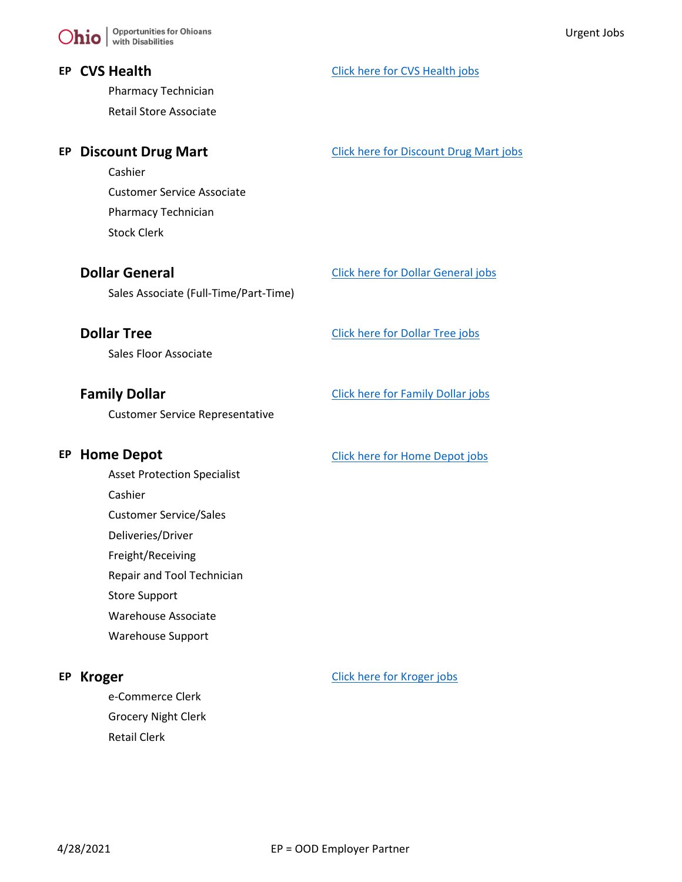**EP CVS Health** — Click here for CVS Health jobs

- Pharmacy Technician
- Retail Store Associate

**EP Discount Drug Mart** — Click here for Discount Drug Mart jobs

- Cashier
- Customer Service Associate
- Pharmacy Technician
- Stock Clerk

**Dollar General** — Click here for Dollar General jobs

- Sales Associate (Full-Time/Part-Time)

**Dollar Tree** — Click here for Dollar Tree jobs

- Sales Floor Associate

**Family Dollar** — Click here for Family Dollar jobs

- Customer Service Representative

**EP Home Depot** — Click here for Home Depot jobs

- Asset Protection Specialist
- Cashier
- Customer Service/Sales
- Deliveries/Driver
- Freight/Receiving
- Repair and Tool Technician
- Store Support
- Warehouse Associate
- Warehouse Support

**EP Kroger** — Click here for Kroger jobs

- e-Commerce Clerk
- Grocery Night Clerk
- Retail Clerk

EP = OOD Employer Partner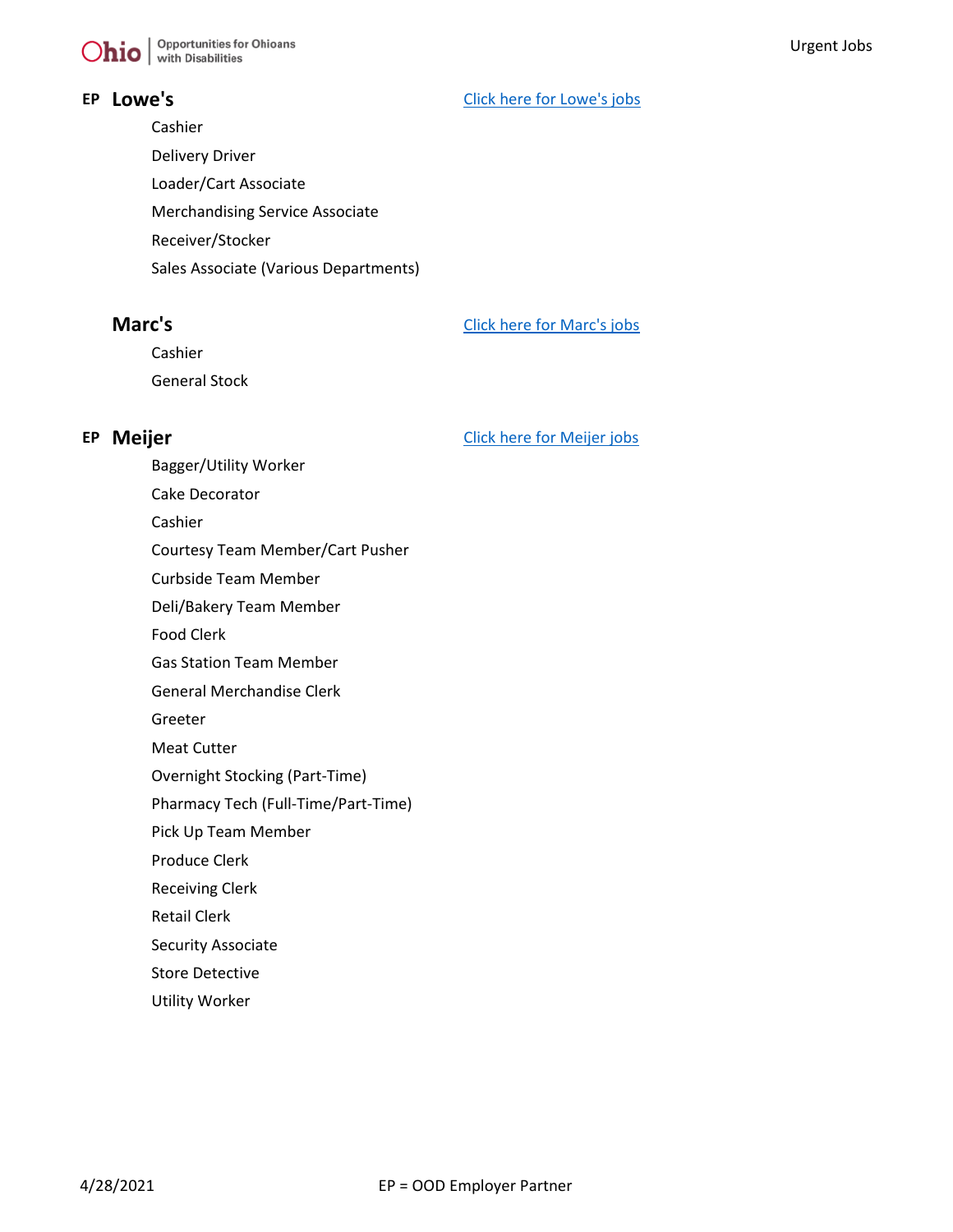## EP Lowe's

[Click here for Lowe's jobs]

- Cashier
- Delivery Driver
- Loader/Cart Associate
- Merchandising Service Associate
- Receiver/Stocker
- Sales Associate (Various Departments)

## Marc's

[Click here for Marc's jobs]

- Cashier
- General Stock

## EP Meijer

[Click here for Meijer jobs]

- Bagger/Utility Worker
- Cake Decorator
- Cashier
- Courtesy Team Member/Cart Pusher
- Curbside Team Member
- Deli/Bakery Team Member
- Food Clerk
- Gas Station Team Member
- General Merchandise Clerk
- Greeter
- Meat Cutter
- Overnight Stocking (Part-Time)
- Pharmacy Tech (Full-Time/Part-Time)
- Pick Up Team Member
- Produce Clerk
- Receiving Clerk
- Retail Clerk
- Security Associate
- Store Detective
- Utility Worker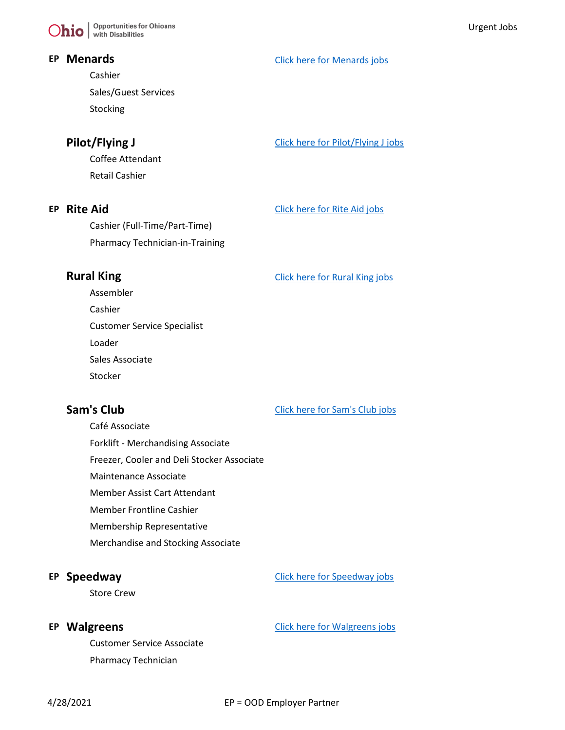**EP Menards** — Click here for Menards jobs

- Cashier
- Sales/Guest Services
- Stocking

**Pilot/Flying J** — Click here for Pilot/Flying J jobs

- Coffee Attendant
- Retail Cashier

**EP Rite Aid** — Click here for Rite Aid jobs

- Cashier (Full-Time/Part-Time)
- Pharmacy Technician-in-Training

**Rural King** — Click here for Rural King jobs

- Assembler
- Cashier
- Customer Service Specialist
- Loader
- Sales Associate
- Stocker

**Sam's Club** — Click here for Sam's Club jobs

- Café Associate
- Forklift - Merchandising Associate
- Freezer, Cooler and Deli Stocker Associate
- Maintenance Associate
- Member Assist Cart Attendant
- Member Frontline Cashier
- Membership Representative
- Merchandise and Stocking Associate

**EP Speedway** — Click here for Speedway jobs

- Store Crew

**EP Walgreens** — Click here for Walgreens jobs

- Customer Service Associate
- Pharmacy Technician

4/28/2021 EP = OOD Employer Partner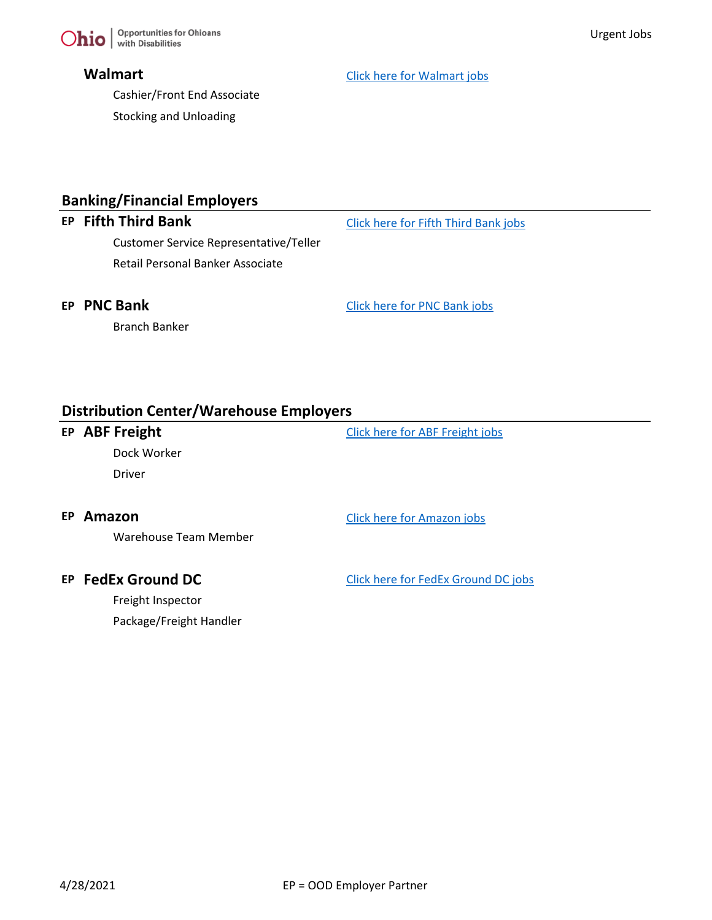### Walmart

[Click here for Walmart jobs]

- Cashier/Front End Associate
- Stocking and Unloading

## Banking/Financial Employers

### EP Fifth Third Bank

[Click here for Fifth Third Bank jobs]

- Customer Service Representative/Teller
- Retail Personal Banker Associate

### EP PNC Bank

[Click here for PNC Bank jobs]

- Branch Banker

## Distribution Center/Warehouse Employers

### EP ABF Freight

[Click here for ABF Freight jobs]

- Dock Worker
- Driver

### EP Amazon

[Click here for Amazon jobs]

- Warehouse Team Member

### EP FedEx Ground DC

[Click here for FedEx Ground DC jobs]

- Freight Inspector
- Package/Freight Handler

4/28/2021 EP = OOD Employer Partner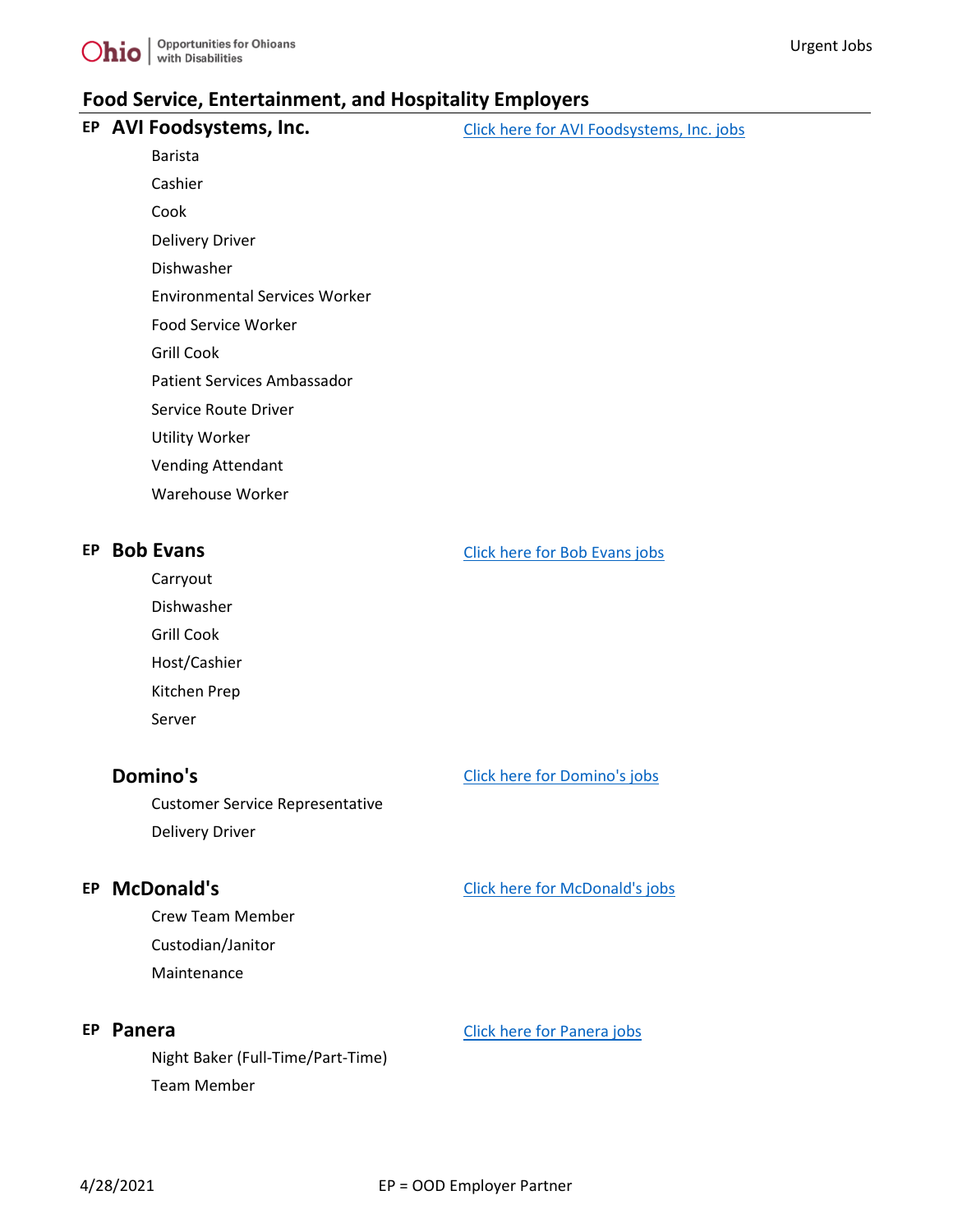## Food Service, Entertainment, and Hospitality Employers

### EP AVI Foodsystems, Inc.

Click here for AVI Foodsystems, Inc. jobs

- Barista
- Cashier
- Cook
- Delivery Driver
- Dishwasher
- Environmental Services Worker
- Food Service Worker
- Grill Cook
- Patient Services Ambassador
- Service Route Driver
- Utility Worker
- Vending Attendant
- Warehouse Worker

### EP Bob Evans

Click here for Bob Evans jobs

- Carryout
- Dishwasher
- Grill Cook
- Host/Cashier
- Kitchen Prep
- Server

### Domino's

Click here for Domino's jobs

- Customer Service Representative
- Delivery Driver

### EP McDonald's

Click here for McDonald's jobs

- Crew Team Member
- Custodian/Janitor
- Maintenance

### EP Panera

Click here for Panera jobs

- Night Baker (Full-Time/Part-Time)
- Team Member

EP = OOD Employer Partner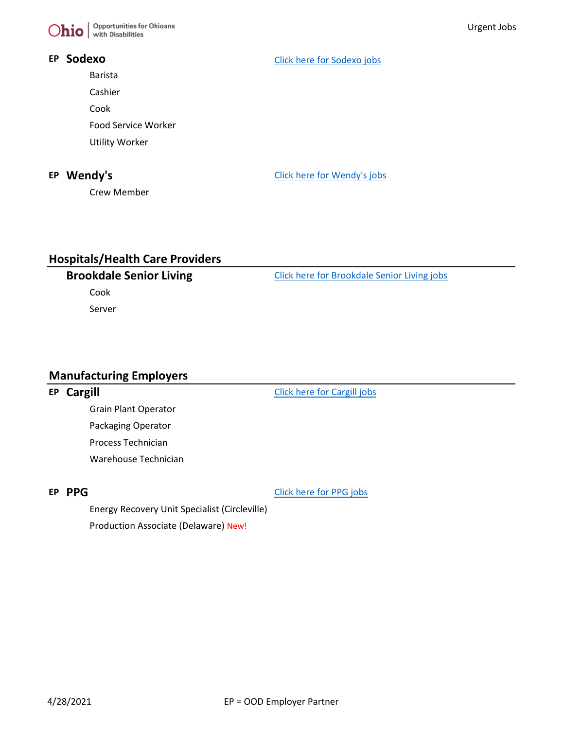**EP Sodexo** — Click here for Sodexo jobs

- Barista
- Cashier
- Cook
- Food Service Worker
- Utility Worker

**EP Wendy's** — Click here for Wendy's jobs

- Crew Member

## Hospitals/Health Care Providers

**Brookdale Senior Living** — Click here for Brookdale Senior Living jobs

- Cook
- Server

## Manufacturing Employers

**EP Cargill** — Click here for Cargill jobs

- Grain Plant Operator
- Packaging Operator
- Process Technician
- Warehouse Technician

**EP PPG** — Click here for PPG jobs

- Energy Recovery Unit Specialist (Circleville)
- Production Associate (Delaware) New!

4/28/2021 EP = OOD Employer Partner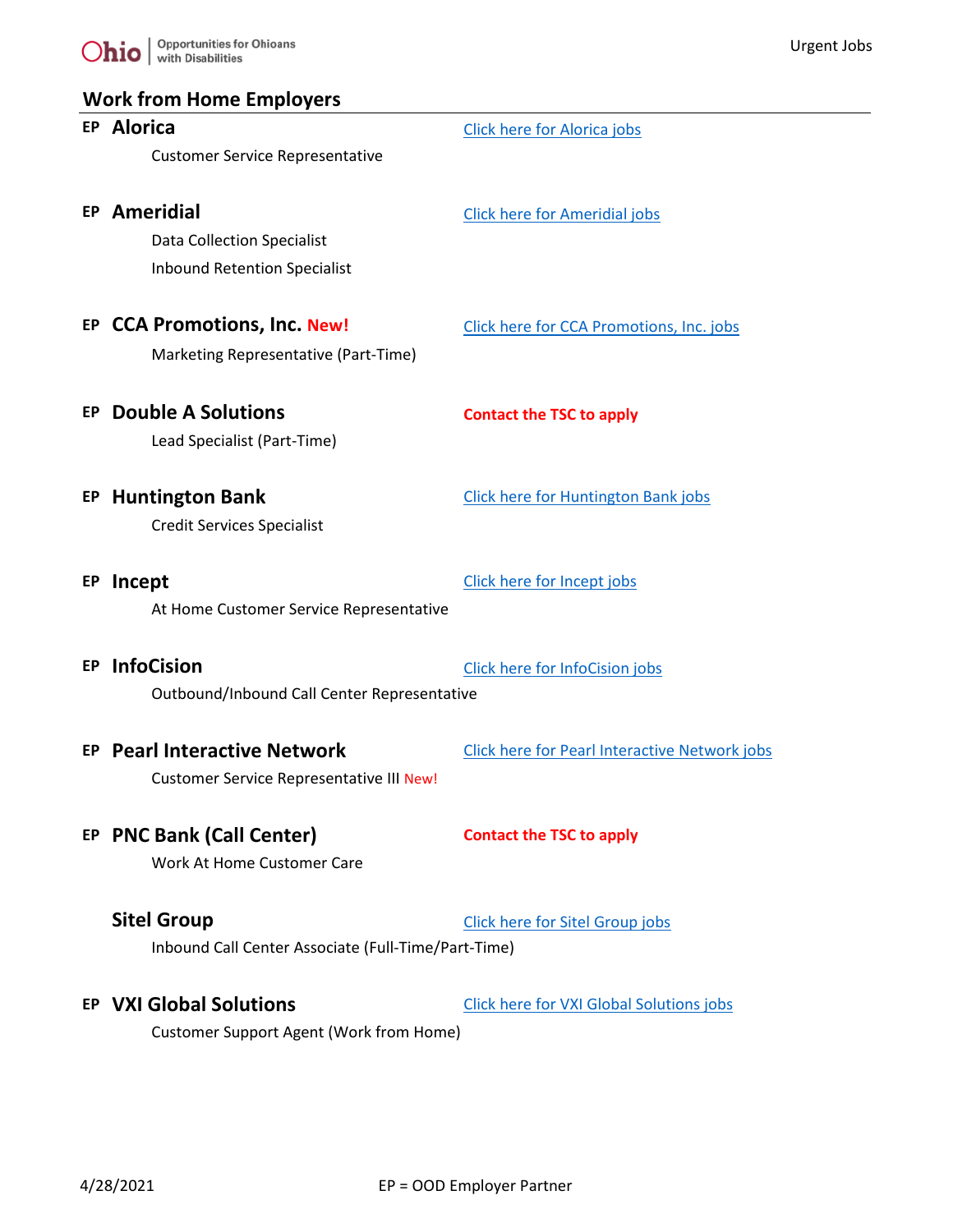## Work from Home Employers

**EP** **Alorica** — Click here for Alorica jobs

Customer Service Representative

**EP** **Ameridial** — Click here for Ameridial jobs

Data Collection Specialist

Inbound Retention Specialist

**EP** **CCA Promotions, Inc.** New! — Click here for CCA Promotions, Inc. jobs

Marketing Representative (Part-Time)

**EP** **Double A Solutions** — **Contact the TSC to apply**

Lead Specialist (Part-Time)

**EP** **Huntington Bank** — Click here for Huntington Bank jobs

Credit Services Specialist

**EP** **Incept** — Click here for Incept jobs

At Home Customer Service Representative

**EP** **InfoCision** — Click here for InfoCision jobs

Outbound/Inbound Call Center Representative

**EP** **Pearl Interactive Network** — Click here for Pearl Interactive Network jobs

Customer Service Representative III New!

**EP** **PNC Bank (Call Center)** — **Contact the TSC to apply**

Work At Home Customer Care

**Sitel Group** — Click here for Sitel Group jobs

Inbound Call Center Associate (Full-Time/Part-Time)

**EP** **VXI Global Solutions** — Click here for VXI Global Solutions jobs

Customer Support Agent (Work from Home)

4/28/2021

EP = OOD Employer Partner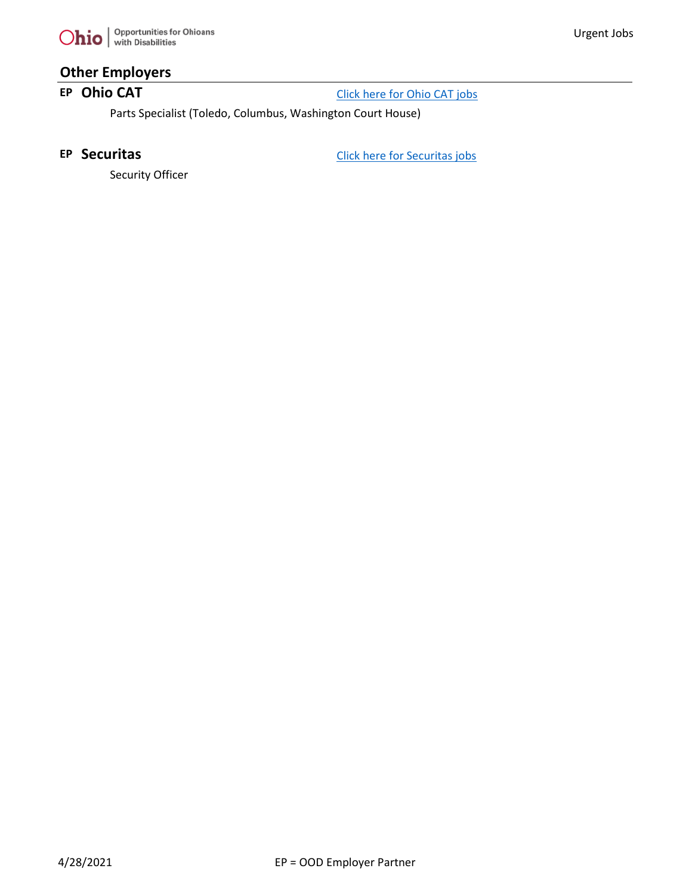## Other Employers

**EP** **Ohio CAT** — Click here for Ohio CAT jobs

Parts Specialist (Toledo, Columbus, Washington Court House)

**EP** **Securitas** — Click here for Securitas jobs

Security Officer

4/28/2021 — EP = OOD Employer Partner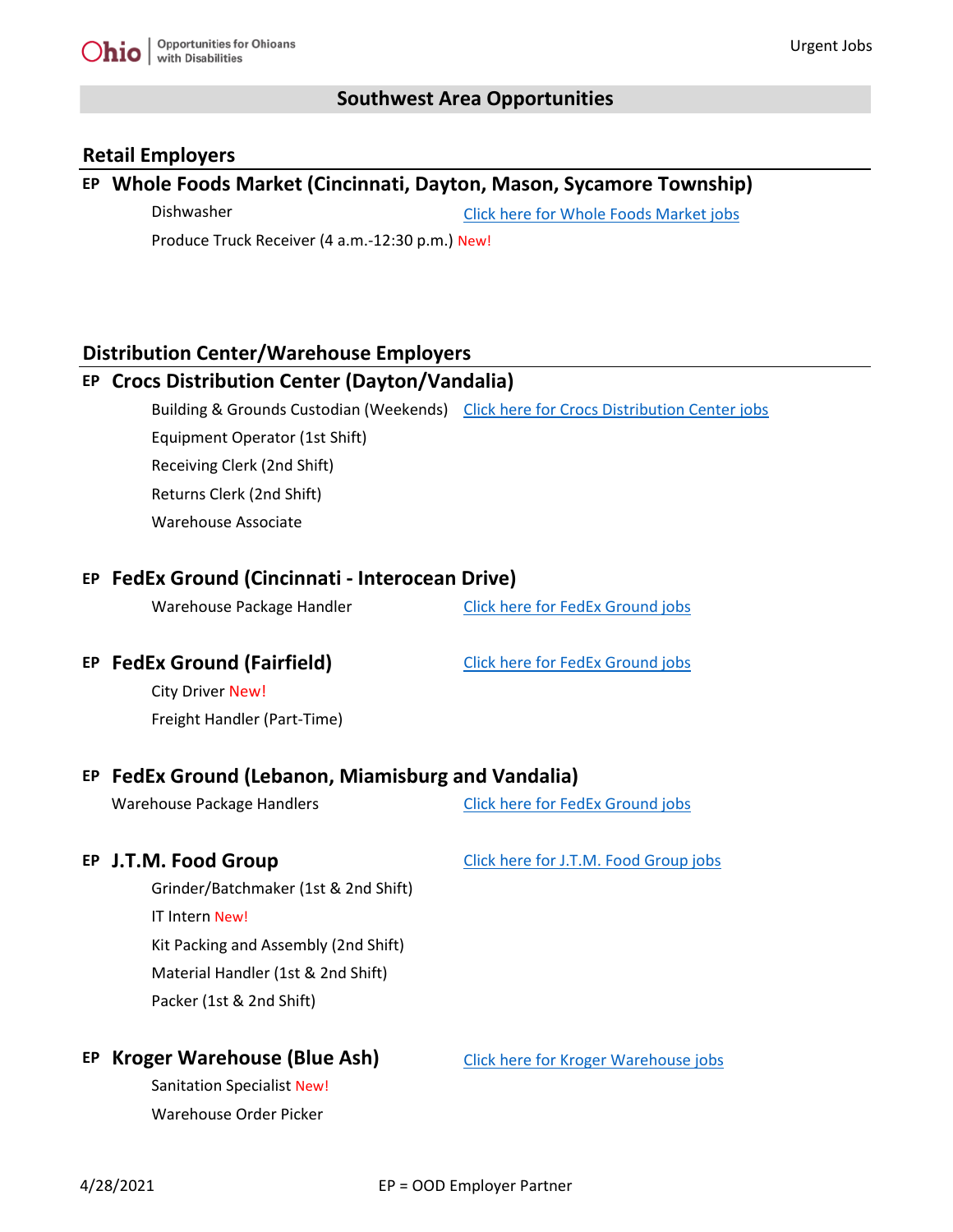## Southwest Area Opportunities

### Retail Employers

#### EP Whole Foods Market (Cincinnati, Dayton, Mason, Sycamore Township)

Click here for Whole Foods Market jobs

- Dishwasher
- Produce Truck Receiver (4 a.m.-12:30 p.m.) New!

### Distribution Center/Warehouse Employers

#### EP Crocs Distribution Center (Dayton/Vandalia)

Click here for Crocs Distribution Center jobs

- Building & Grounds Custodian (Weekends)
- Equipment Operator (1st Shift)
- Receiving Clerk (2nd Shift)
- Returns Clerk (2nd Shift)
- Warehouse Associate

#### EP FedEx Ground (Cincinnati - Interocean Drive)

Click here for FedEx Ground jobs

- Warehouse Package Handler

#### EP FedEx Ground (Fairfield)

Click here for FedEx Ground jobs

- City Driver New!
- Freight Handler (Part-Time)

#### EP FedEx Ground (Lebanon, Miamisburg and Vandalia)

Click here for FedEx Ground jobs

- Warehouse Package Handlers

#### EP J.T.M. Food Group

Click here for J.T.M. Food Group jobs

- Grinder/Batchmaker (1st & 2nd Shift)
- IT Intern New!
- Kit Packing and Assembly (2nd Shift)
- Material Handler (1st & 2nd Shift)
- Packer (1st & 2nd Shift)

#### EP Kroger Warehouse (Blue Ash)

Click here for Kroger Warehouse jobs

- Sanitation Specialist New!
- Warehouse Order Picker

4/28/2021

EP = OOD Employer Partner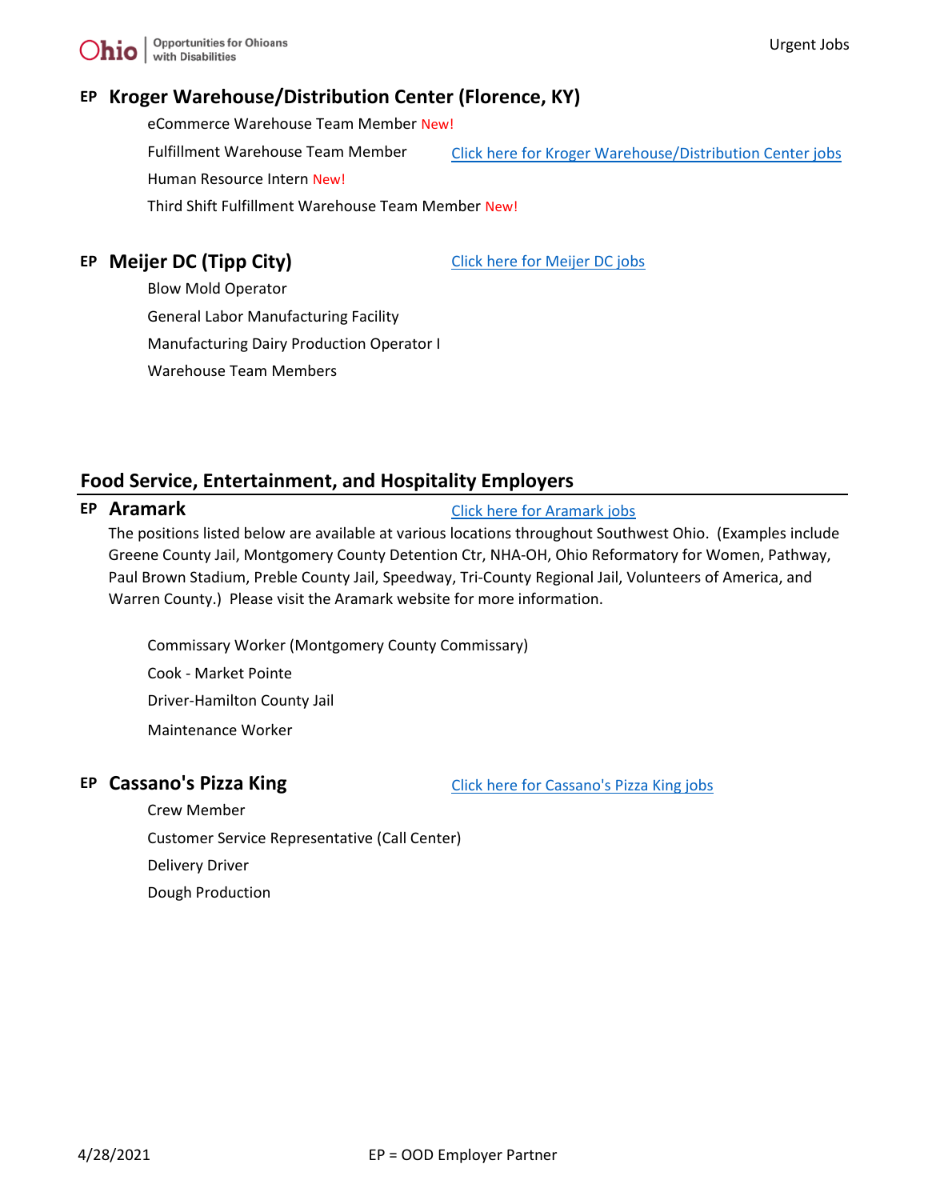## EP **Kroger Warehouse/Distribution Center (Florence, KY)**

[Click here for Kroger Warehouse/Distribution Center jobs]

- eCommerce Warehouse Team Member New!
- Fulfillment Warehouse Team Member
- Human Resource Intern New!
- Third Shift Fulfillment Warehouse Team Member New!

## EP **Meijer DC (Tipp City)**

[Click here for Meijer DC jobs]

- Blow Mold Operator
- General Labor Manufacturing Facility
- Manufacturing Dairy Production Operator I
- Warehouse Team Members

# Food Service, Entertainment, and Hospitality Employers

## EP **Aramark**

[Click here for Aramark jobs]

The positions listed below are available at various locations throughout Southwest Ohio. (Examples include Greene County Jail, Montgomery County Detention Ctr, NHA-OH, Ohio Reformatory for Women, Pathway, Paul Brown Stadium, Preble County Jail, Speedway, Tri-County Regional Jail, Volunteers of America, and Warren County.) Please visit the Aramark website for more information.

- Commissary Worker (Montgomery County Commissary)
- Cook - Market Pointe
- Driver-Hamilton County Jail
- Maintenance Worker

## EP **Cassano's Pizza King**

[Click here for Cassano's Pizza King jobs]

- Crew Member
- Customer Service Representative (Call Center)
- Delivery Driver
- Dough Production

4/28/2021 EP = OOD Employer Partner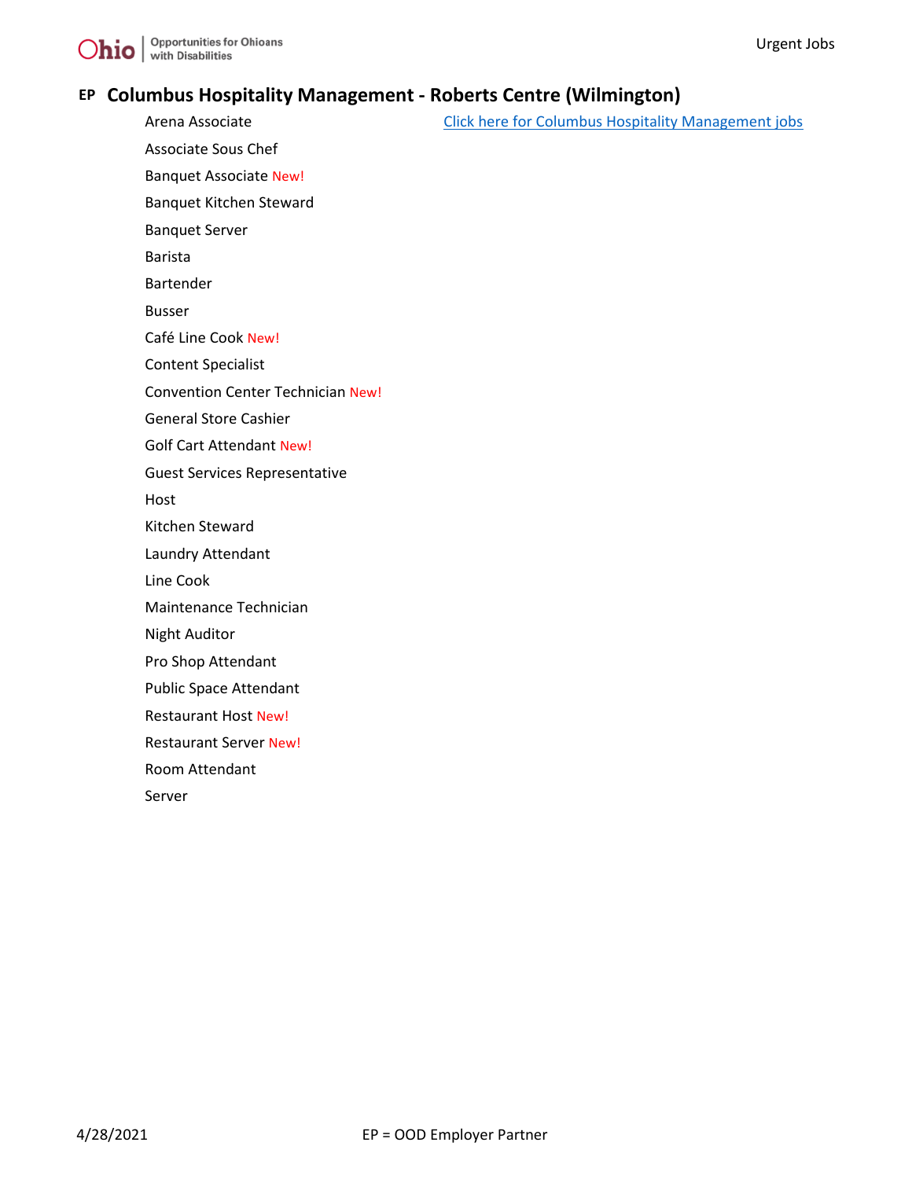## EP Columbus Hospitality Management - Roberts Centre (Wilmington)

Click here for Columbus Hospitality Management jobs

- Arena Associate
- Associate Sous Chef
- Banquet Associate New!
- Banquet Kitchen Steward
- Banquet Server
- Barista
- Bartender
- Busser
- Café Line Cook New!
- Content Specialist
- Convention Center Technician New!
- General Store Cashier
- Golf Cart Attendant New!
- Guest Services Representative
- Host
- Kitchen Steward
- Laundry Attendant
- Line Cook
- Maintenance Technician
- Night Auditor
- Pro Shop Attendant
- Public Space Attendant
- Restaurant Host New!
- Restaurant Server New!
- Room Attendant
- Server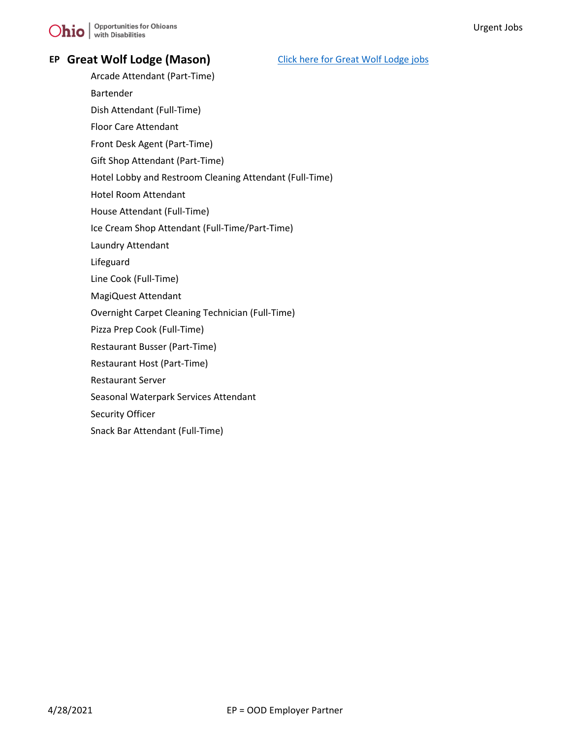## EP Great Wolf Lodge (Mason)

[Click here for Great Wolf Lodge jobs]

- Arcade Attendant (Part-Time)
- Bartender
- Dish Attendant (Full-Time)
- Floor Care Attendant
- Front Desk Agent (Part-Time)
- Gift Shop Attendant (Part-Time)
- Hotel Lobby and Restroom Cleaning Attendant (Full-Time)
- Hotel Room Attendant
- House Attendant (Full-Time)
- Ice Cream Shop Attendant (Full-Time/Part-Time)
- Laundry Attendant
- Lifeguard
- Line Cook (Full-Time)
- MagiQuest Attendant
- Overnight Carpet Cleaning Technician (Full-Time)
- Pizza Prep Cook (Full-Time)
- Restaurant Busser (Part-Time)
- Restaurant Host (Part-Time)
- Restaurant Server
- Seasonal Waterpark Services Attendant
- Security Officer
- Snack Bar Attendant (Full-Time)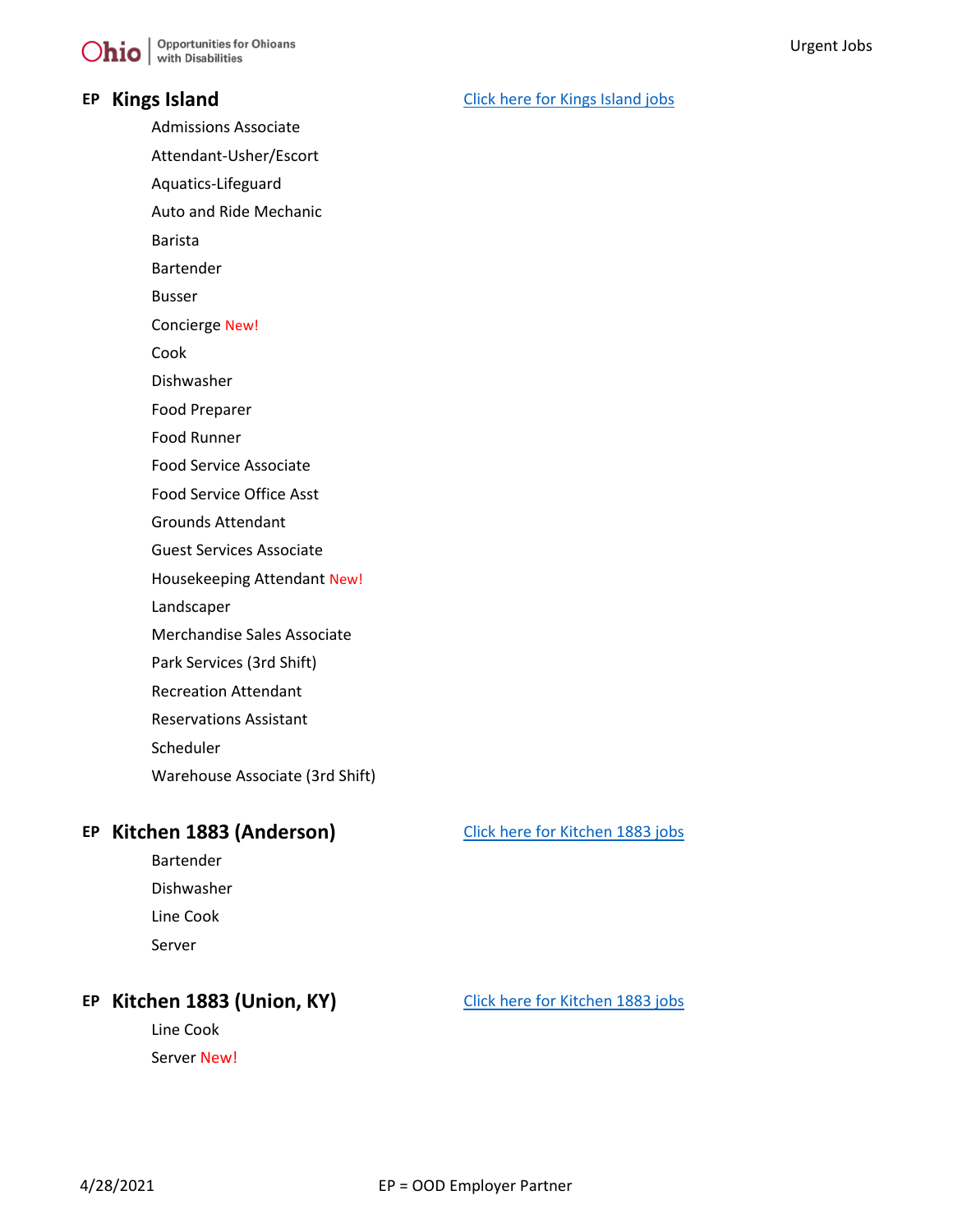## EP Kings Island

Click here for Kings Island jobs

- Admissions Associate
- Attendant-Usher/Escort
- Aquatics-Lifeguard
- Auto and Ride Mechanic
- Barista
- Bartender
- Busser
- Concierge New!
- Cook
- Dishwasher
- Food Preparer
- Food Runner
- Food Service Associate
- Food Service Office Asst
- Grounds Attendant
- Guest Services Associate
- Housekeeping Attendant New!
- Landscaper
- Merchandise Sales Associate
- Park Services (3rd Shift)
- Recreation Attendant
- Reservations Assistant
- Scheduler
- Warehouse Associate (3rd Shift)

## EP Kitchen 1883 (Anderson)

Click here for Kitchen 1883 jobs

- Bartender
- Dishwasher
- Line Cook
- Server

## EP Kitchen 1883 (Union, KY)

Click here for Kitchen 1883 jobs

- Line Cook
- Server New!

4/28/2021

EP = OOD Employer Partner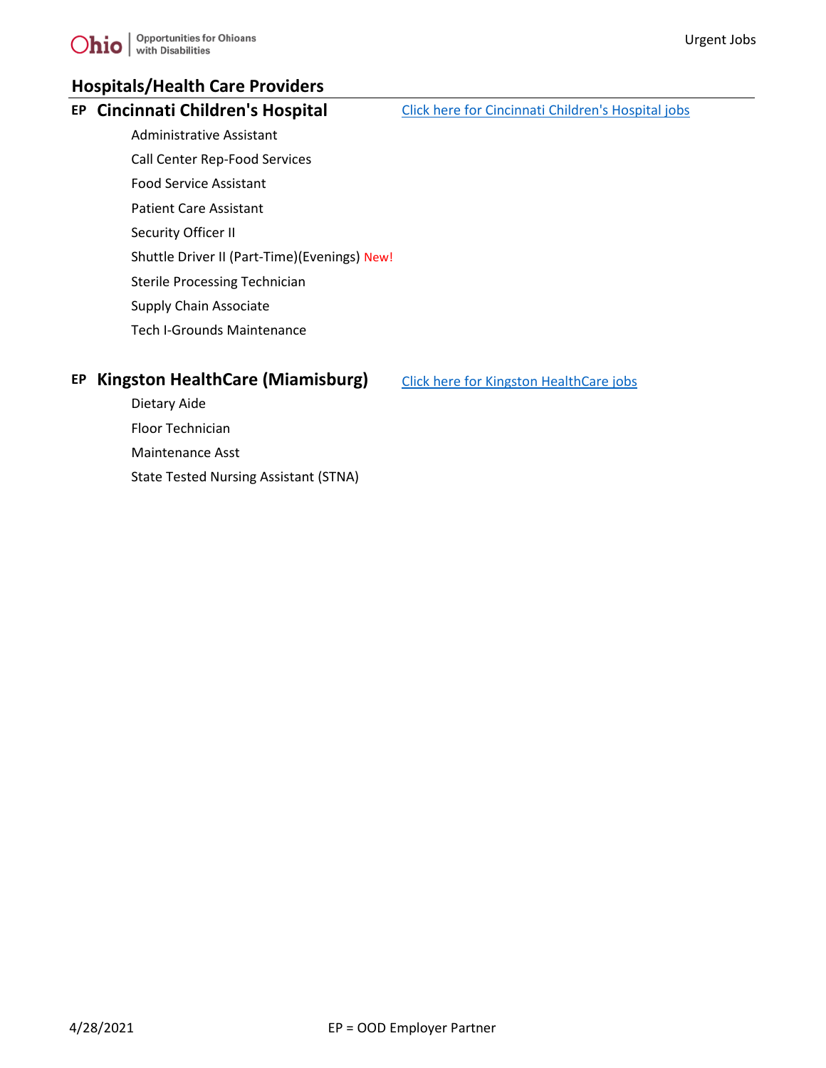## Hospitals/Health Care Providers

### EP Cincinnati Children's Hospital

[Click here for Cincinnati Children's Hospital jobs]

- Administrative Assistant
- Call Center Rep-Food Services
- Food Service Assistant
- Patient Care Assistant
- Security Officer II
- Shuttle Driver II (Part-Time)(Evenings) New!
- Sterile Processing Technician
- Supply Chain Associate
- Tech I-Grounds Maintenance

### EP Kingston HealthCare (Miamisburg)

[Click here for Kingston HealthCare jobs]

- Dietary Aide
- Floor Technician
- Maintenance Asst
- State Tested Nursing Assistant (STNA)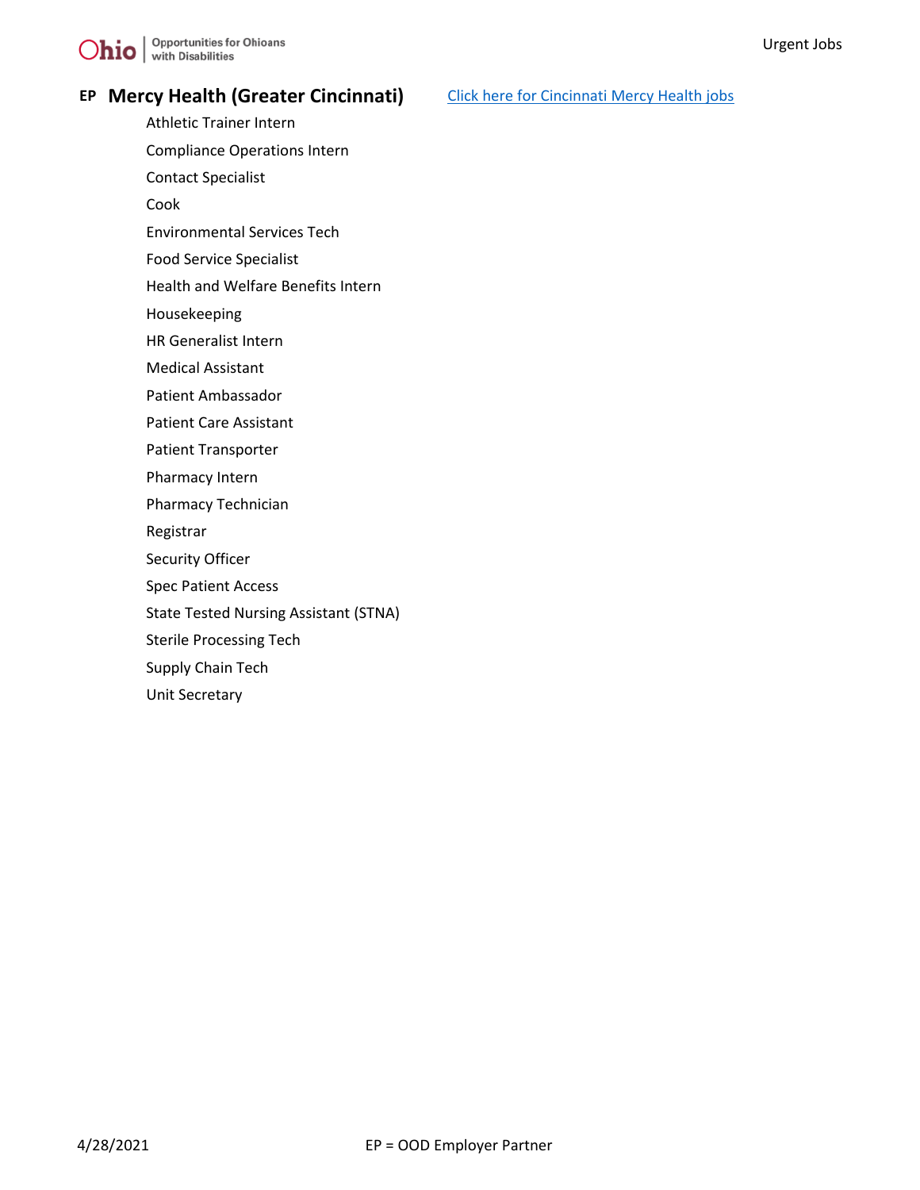## EP Mercy Health (Greater Cincinnati)

[Click here for Cincinnati Mercy Health jobs]

- Athletic Trainer Intern
- Compliance Operations Intern
- Contact Specialist
- Cook
- Environmental Services Tech
- Food Service Specialist
- Health and Welfare Benefits Intern
- Housekeeping
- HR Generalist Intern
- Medical Assistant
- Patient Ambassador
- Patient Care Assistant
- Patient Transporter
- Pharmacy Intern
- Pharmacy Technician
- Registrar
- Security Officer
- Spec Patient Access
- State Tested Nursing Assistant (STNA)
- Sterile Processing Tech
- Supply Chain Tech
- Unit Secretary

4/28/2021 EP = OOD Employer Partner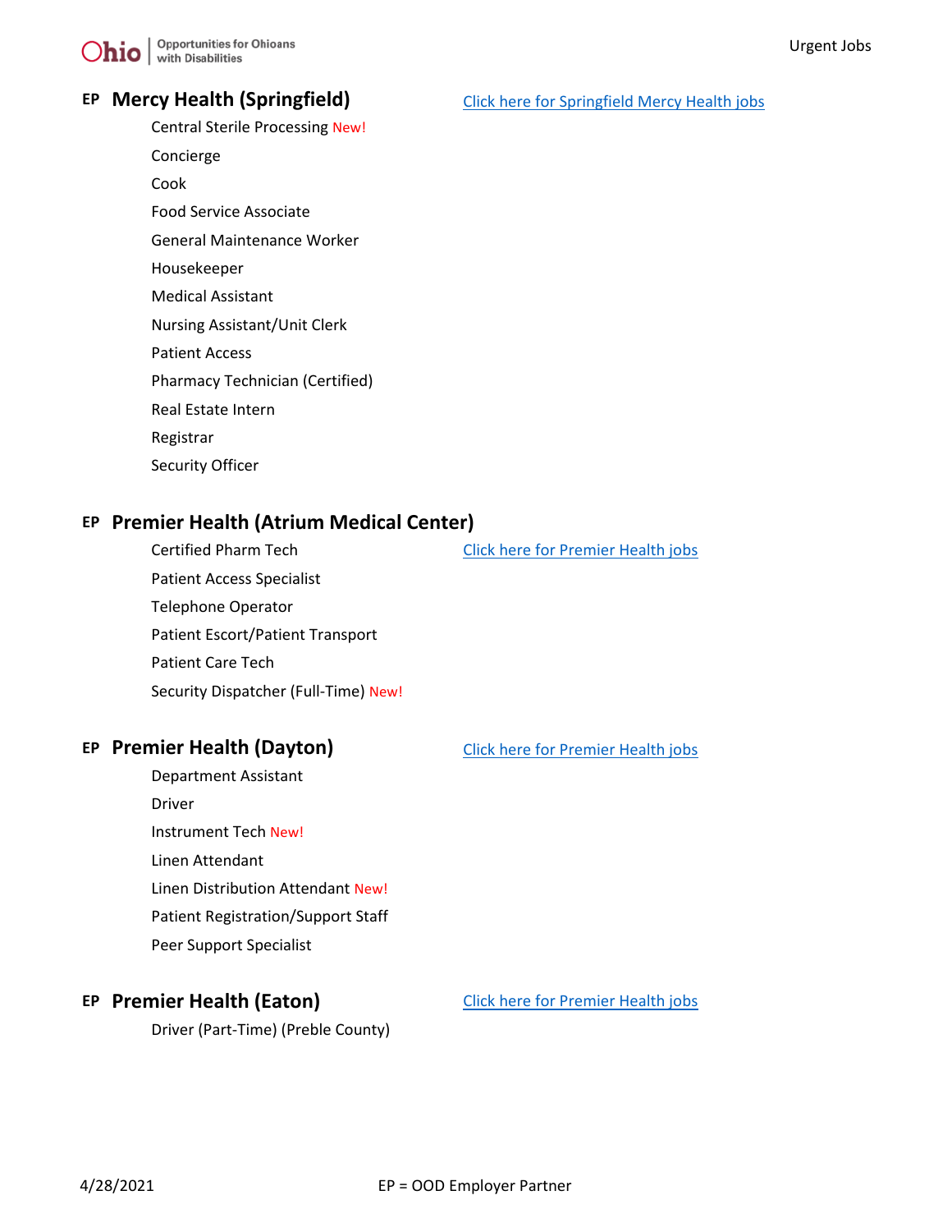## EP **Mercy Health (Springfield)**

Click here for Springfield Mercy Health jobs

- Central Sterile Processing New!
- Concierge
- Cook
- Food Service Associate
- General Maintenance Worker
- Housekeeper
- Medical Assistant
- Nursing Assistant/Unit Clerk
- Patient Access
- Pharmacy Technician (Certified)
- Real Estate Intern
- Registrar
- Security Officer

## EP **Premier Health (Atrium Medical Center)**

Click here for Premier Health jobs

- Certified Pharm Tech
- Patient Access Specialist
- Telephone Operator
- Patient Escort/Patient Transport
- Patient Care Tech
- Security Dispatcher (Full-Time) New!

## EP **Premier Health (Dayton)**

Click here for Premier Health jobs

- Department Assistant
- Driver
- Instrument Tech New!
- Linen Attendant
- Linen Distribution Attendant New!
- Patient Registration/Support Staff
- Peer Support Specialist

## EP **Premier Health (Eaton)**

Click here for Premier Health jobs

- Driver (Part-Time) (Preble County)

4/28/2021 EP = OOD Employer Partner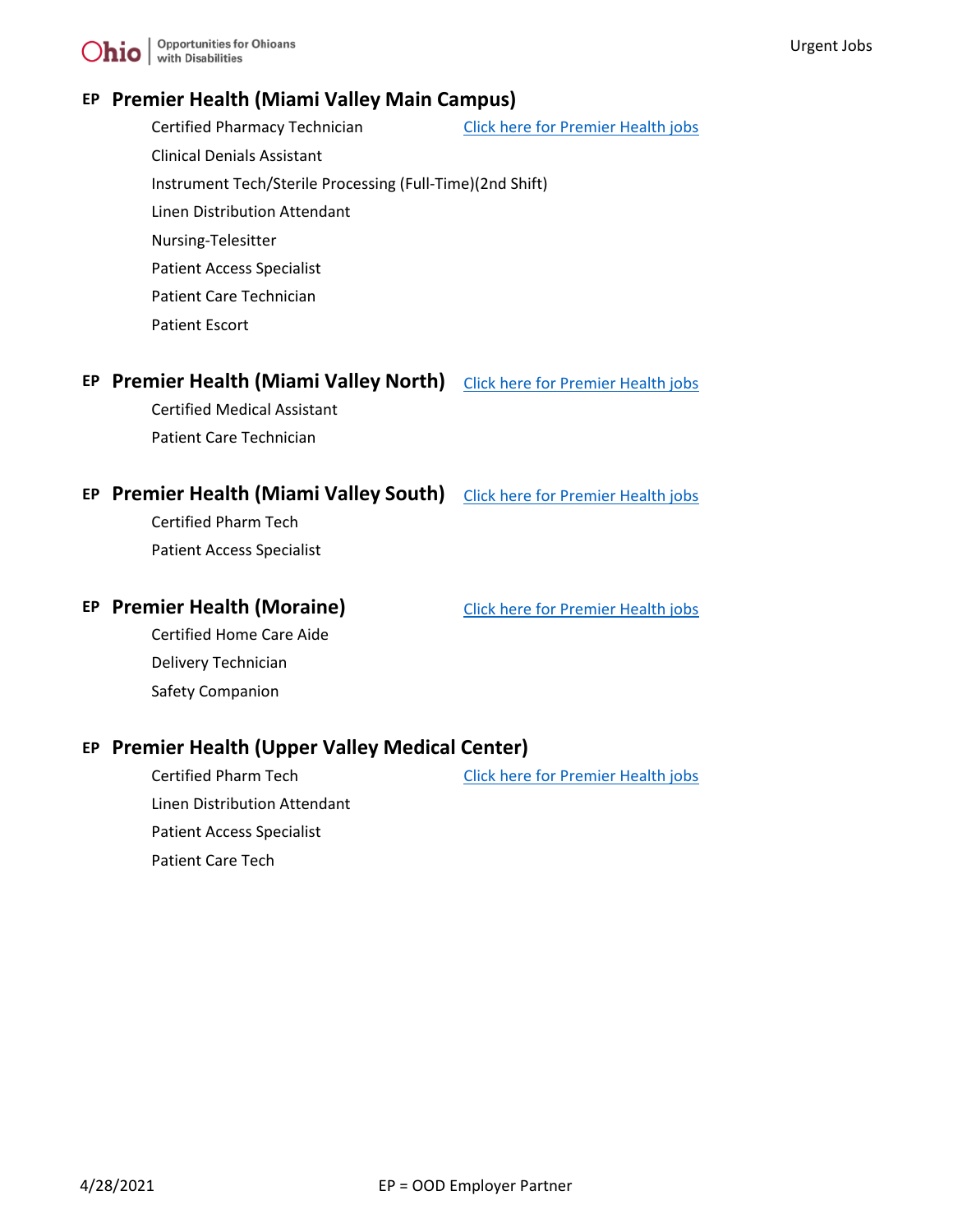## EP Premier Health (Miami Valley Main Campus)

Certified Pharmacy Technician — Click here for Premier Health jobs

- Clinical Denials Assistant
- Instrument Tech/Sterile Processing (Full-Time)(2nd Shift)
- Linen Distribution Attendant
- Nursing-Telesitter
- Patient Access Specialist
- Patient Care Technician
- Patient Escort

## EP Premier Health (Miami Valley North)

Click here for Premier Health jobs

- Certified Medical Assistant
- Patient Care Technician

## EP Premier Health (Miami Valley South)

Click here for Premier Health jobs

- Certified Pharm Tech
- Patient Access Specialist

## EP Premier Health (Moraine)

Click here for Premier Health jobs

- Certified Home Care Aide
- Delivery Technician
- Safety Companion

## EP Premier Health (Upper Valley Medical Center)

Certified Pharm Tech — Click here for Premier Health jobs

- Linen Distribution Attendant
- Patient Access Specialist
- Patient Care Tech

EP = OOD Employer Partner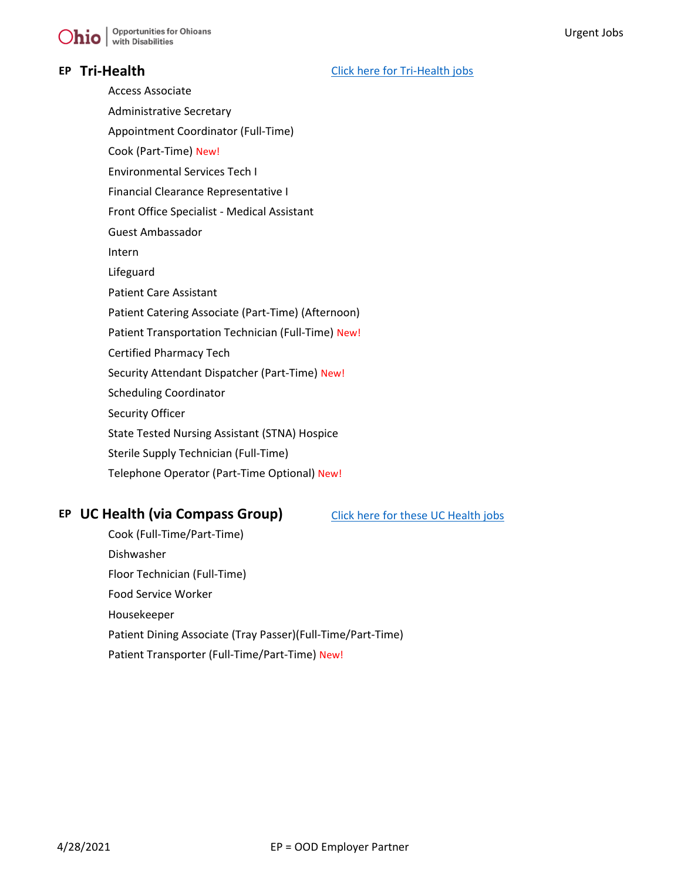## EP Tri-Health

Click here for Tri-Health jobs

- Access Associate
- Administrative Secretary
- Appointment Coordinator (Full-Time)
- Cook (Part-Time) New!
- Environmental Services Tech I
- Financial Clearance Representative I
- Front Office Specialist - Medical Assistant
- Guest Ambassador
- Intern
- Lifeguard
- Patient Care Assistant
- Patient Catering Associate (Part-Time) (Afternoon)
- Patient Transportation Technician (Full-Time) New!
- Certified Pharmacy Tech
- Security Attendant Dispatcher (Part-Time) New!
- Scheduling Coordinator
- Security Officer
- State Tested Nursing Assistant (STNA) Hospice
- Sterile Supply Technician (Full-Time)
- Telephone Operator (Part-Time Optional) New!

## EP UC Health (via Compass Group)

Click here for these UC Health jobs

- Cook (Full-Time/Part-Time)
- Dishwasher
- Floor Technician (Full-Time)
- Food Service Worker
- Housekeeper
- Patient Dining Associate (Tray Passer)(Full-Time/Part-Time)
- Patient Transporter (Full-Time/Part-Time) New!

4/28/2021 EP = OOD Employer Partner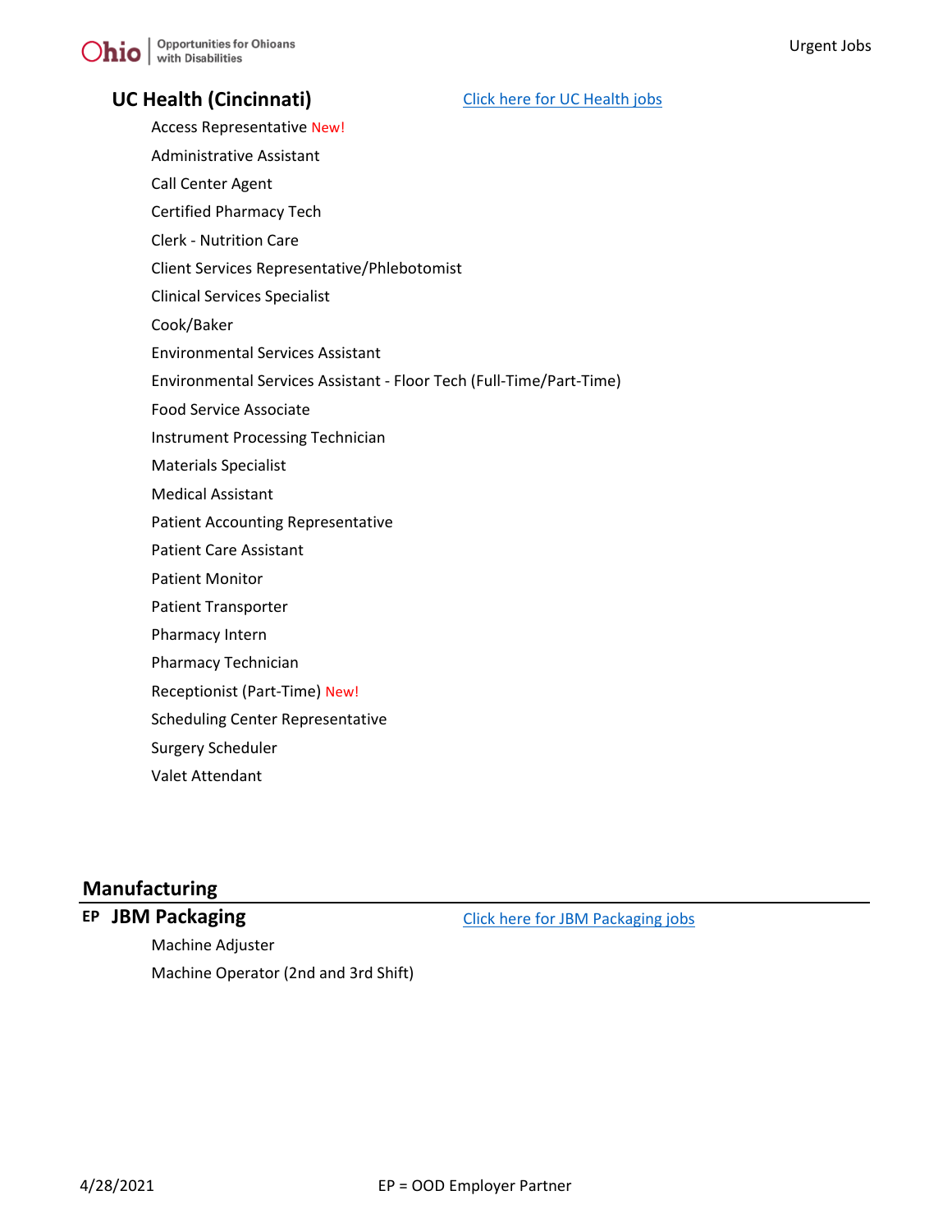### UC Health (Cincinnati)

[Click here for UC Health jobs]

- Access Representative New!
- Administrative Assistant
- Call Center Agent
- Certified Pharmacy Tech
- Clerk - Nutrition Care
- Client Services Representative/Phlebotomist
- Clinical Services Specialist
- Cook/Baker
- Environmental Services Assistant
- Environmental Services Assistant - Floor Tech (Full-Time/Part-Time)
- Food Service Associate
- Instrument Processing Technician
- Materials Specialist
- Medical Assistant
- Patient Accounting Representative
- Patient Care Assistant
- Patient Monitor
- Patient Transporter
- Pharmacy Intern
- Pharmacy Technician
- Receptionist (Part-Time) New!
- Scheduling Center Representative
- Surgery Scheduler
- Valet Attendant

## Manufacturing

### EP JBM Packaging

[Click here for JBM Packaging jobs]

- Machine Adjuster
- Machine Operator (2nd and 3rd Shift)

4/28/2021 EP = OOD Employer Partner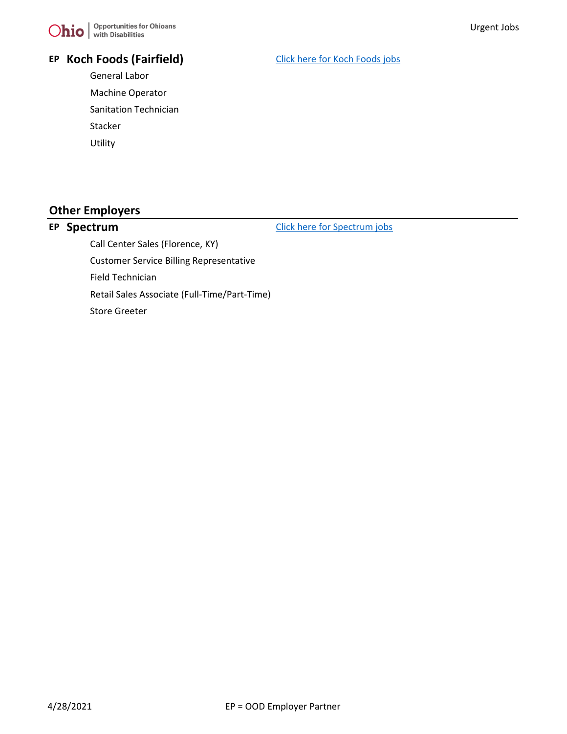**EP** **Koch Foods (Fairfield)** [Click here for Koch Foods jobs]

- General Labor
- Machine Operator
- Sanitation Technician
- Stacker
- Utility

## Other Employers

**EP** **Spectrum** [Click here for Spectrum jobs]

- Call Center Sales (Florence, KY)
- Customer Service Billing Representative
- Field Technician
- Retail Sales Associate (Full-Time/Part-Time)
- Store Greeter

4/28/2021 EP = OOD Employer Partner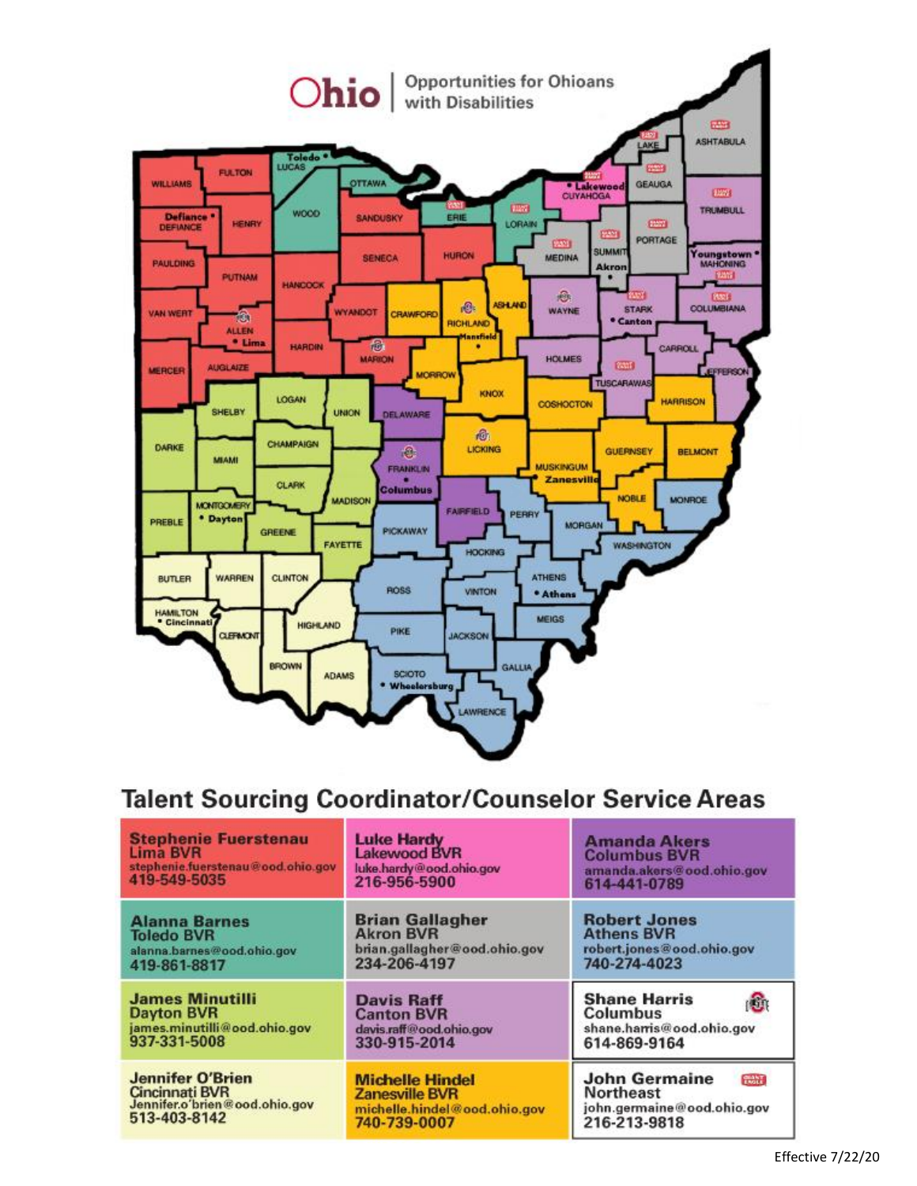Ohio | Opportunities for Ohioans with Disabilities

## Talent Sourcing Coordinator/Counselor Service Areas

| | | |
|---|---|---|
| **Stephenie Fuerstenau** Lima BVR stephenie.fuerstenau@ood.ohio.gov 419-549-5035 | **Luke Hardy** Lakewood BVR luke.hardy@ood.ohio.gov 216-956-5900 | **Amanda Akers** Columbus BVR amanda.akers@ood.ohio.gov 614-441-0789 |
| **Alanna Barnes** Toledo BVR alanna.barnes@ood.ohio.gov 419-861-8817 | **Brian Gallagher** Akron BVR brian.gallagher@ood.ohio.gov 234-206-4197 | **Robert Jones** Athens BVR robert.jones@ood.ohio.gov 740-274-4023 |
| **James Minutilli** Dayton BVR james.minutilli@ood.ohio.gov 937-331-5008 | **Davis Raff** Canton BVR davis.raff@ood.ohio.gov 330-915-2014 | **Shane Harris** Columbus shane.harris@ood.ohio.gov 614-869-9164 |
| **Jennifer O'Brien** Cincinnati BVR Jennifer.o'brien@ood.ohio.gov 513-403-8142 | **Michelle Hindel** Zanesville BVR michelle.hindel@ood.ohio.gov 740-739-0007 | **John Germaine** Northeast john.germaine@ood.ohio.gov 216-213-9818 |

Effective 7/22/20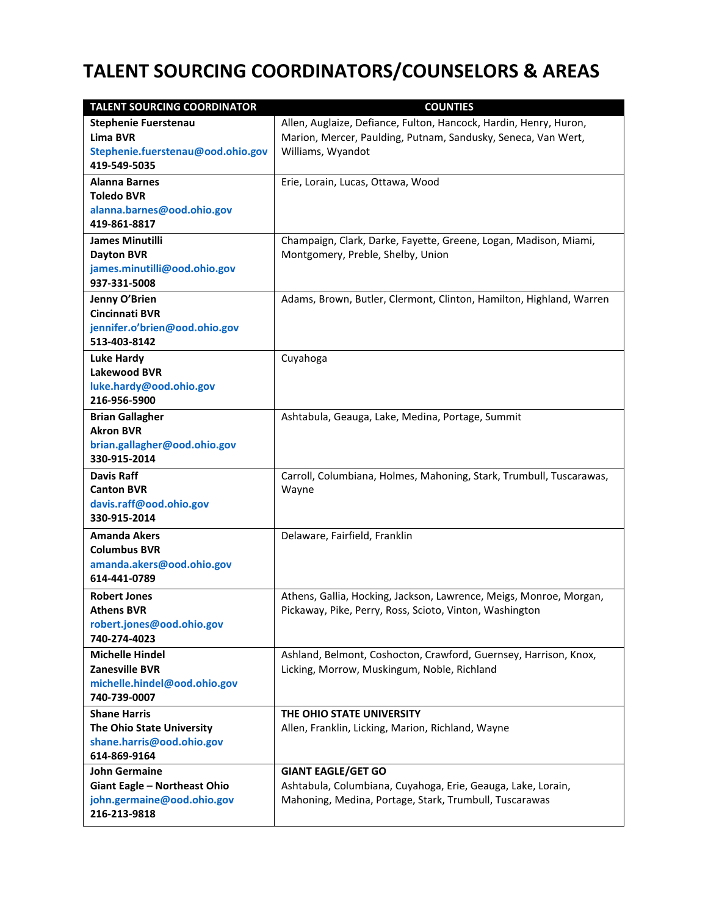# TALENT SOURCING COORDINATORS/COUNSELORS & AREAS

| TALENT SOURCING COORDINATOR | COUNTIES |
|---|---|
| **Stephenie Fuerstenau**<br>**Lima BVR**<br>**Stephenie.fuerstenau@ood.ohio.gov**<br>**419-549-5035** | Allen, Auglaize, Defiance, Fulton, Hancock, Hardin, Henry, Huron, Marion, Mercer, Paulding, Putnam, Sandusky, Seneca, Van Wert, Williams, Wyandot |
| **Alanna Barnes**<br>**Toledo BVR**<br>**alanna.barnes@ood.ohio.gov**<br>**419-861-8817** | Erie, Lorain, Lucas, Ottawa, Wood |
| **James Minutilli**<br>**Dayton BVR**<br>**james.minutilli@ood.ohio.gov**<br>**937-331-5008** | Champaign, Clark, Darke, Fayette, Greene, Logan, Madison, Miami, Montgomery, Preble, Shelby, Union |
| **Jenny O'Brien**<br>**Cincinnati BVR**<br>**jennifer.o'brien@ood.ohio.gov**<br>**513-403-8142** | Adams, Brown, Butler, Clermont, Clinton, Hamilton, Highland, Warren |
| **Luke Hardy**<br>**Lakewood BVR**<br>**luke.hardy@ood.ohio.gov**<br>**216-956-5900** | Cuyahoga |
| **Brian Gallagher**<br>**Akron BVR**<br>**brian.gallagher@ood.ohio.gov**<br>**330-915-2014** | Ashtabula, Geauga, Lake, Medina, Portage, Summit |
| **Davis Raff**<br>**Canton BVR**<br>**davis.raff@ood.ohio.gov**<br>**330-915-2014** | Carroll, Columbiana, Holmes, Mahoning, Stark, Trumbull, Tuscarawas, Wayne |
| **Amanda Akers**<br>**Columbus BVR**<br>**amanda.akers@ood.ohio.gov**<br>**614-441-0789** | Delaware, Fairfield, Franklin |
| **Robert Jones**<br>**Athens BVR**<br>**robert.jones@ood.ohio.gov**<br>**740-274-4023** | Athens, Gallia, Hocking, Jackson, Lawrence, Meigs, Monroe, Morgan, Pickaway, Pike, Perry, Ross, Scioto, Vinton, Washington |
| **Michelle Hindel**<br>**Zanesville BVR**<br>**michelle.hindel@ood.ohio.gov**<br>**740-739-0007** | Ashland, Belmont, Coshocton, Crawford, Guernsey, Harrison, Knox, Licking, Morrow, Muskingum, Noble, Richland |
| **Shane Harris**<br>**The Ohio State University**<br>**shane.harris@ood.ohio.gov**<br>**614-869-9164** | **THE OHIO STATE UNIVERSITY**<br>Allen, Franklin, Licking, Marion, Richland, Wayne |
| **John Germaine**<br>**Giant Eagle – Northeast Ohio**<br>**john.germaine@ood.ohio.gov**<br>**216-213-9818** | **GIANT EAGLE/GET GO**<br>Ashtabula, Columbiana, Cuyahoga, Erie, Geauga, Lake, Lorain, Mahoning, Medina, Portage, Stark, Trumbull, Tuscarawas |